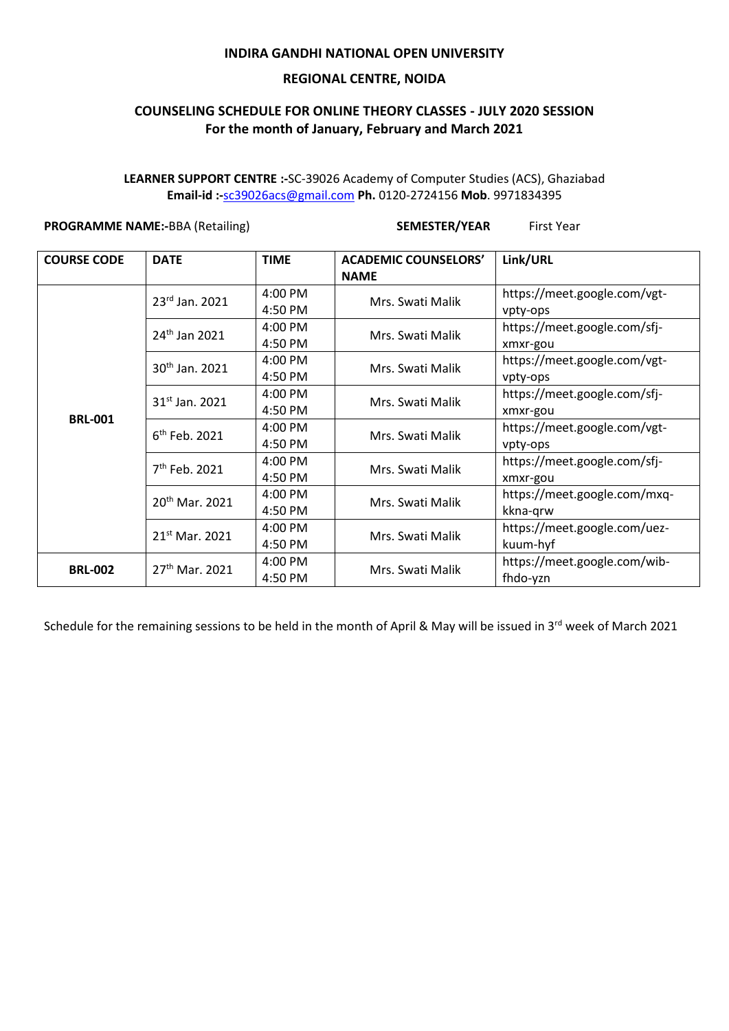**INDIRA GANDHI NATIONAL OPEN UNIVERSITY**

**REGIONAL CENTRE, NOIDA**

**COUNSELING SCHEDULE FOR ONLINE THEORY CLASSES - JULY 2020 SESSION**
**For the month of January, February and March 2021**

**LEARNER SUPPORT CENTRE :-**SC-39026 Academy of Computer Studies (ACS), Ghaziabad
**Email-id :-**sc39026acs@gmail.com **Ph.** 0120-2724156 **Mob**. 9971834395

**PROGRAMME NAME:-**BBA (Retailing) **SEMESTER/YEAR** First Year

| COURSE CODE | DATE | TIME | ACADEMIC COUNSELORS' NAME | Link/URL |
|---|---|---|---|---|
| BRL-001 | 23rd Jan. 2021 | 4:00 PM 4:50 PM | Mrs. Swati Malik | https://meet.google.com/vgt-vpty-ops |
| | 24th Jan 2021 | 4:00 PM 4:50 PM | Mrs. Swati Malik | https://meet.google.com/sfj-xmxr-gou |
| | 30th Jan. 2021 | 4:00 PM 4:50 PM | Mrs. Swati Malik | https://meet.google.com/vgt-vpty-ops |
| | 31st Jan. 2021 | 4:00 PM 4:50 PM | Mrs. Swati Malik | https://meet.google.com/sfj-xmxr-gou |
| | 6th Feb. 2021 | 4:00 PM 4:50 PM | Mrs. Swati Malik | https://meet.google.com/vgt-vpty-ops |
| | 7th Feb. 2021 | 4:00 PM 4:50 PM | Mrs. Swati Malik | https://meet.google.com/sfj-xmxr-gou |
| | 20th Mar. 2021 | 4:00 PM 4:50 PM | Mrs. Swati Malik | https://meet.google.com/mxq-kkna-qrw |
| | 21st Mar. 2021 | 4:00 PM 4:50 PM | Mrs. Swati Malik | https://meet.google.com/uez-kuum-hyf |
| BRL-002 | 27th Mar. 2021 | 4:00 PM 4:50 PM | Mrs. Swati Malik | https://meet.google.com/wib-fhdo-yzn |

Schedule for the remaining sessions to be held in the month of April & May will be issued in 3rd week of March 2021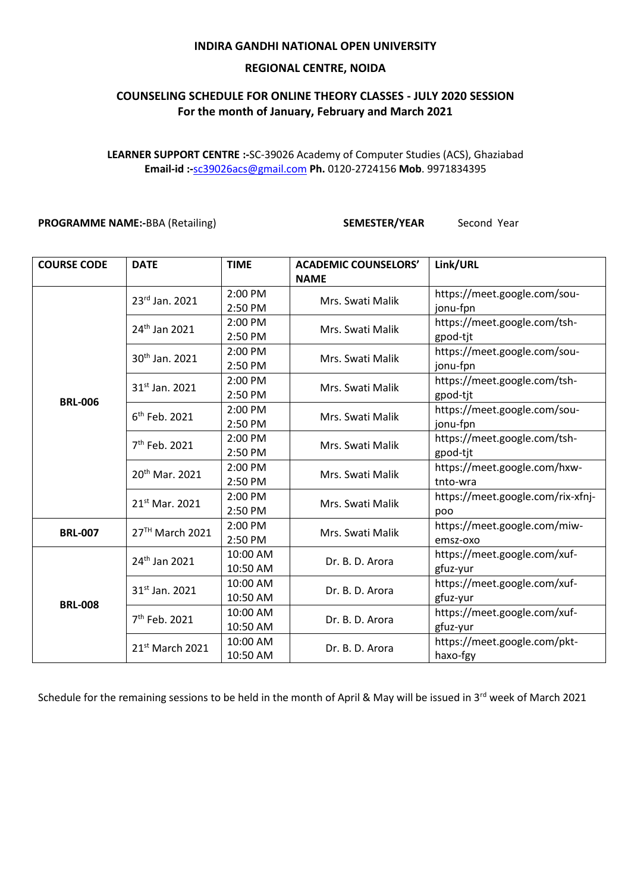**INDIRA GANDHI NATIONAL OPEN UNIVERSITY**

**REGIONAL CENTRE, NOIDA**

**COUNSELING SCHEDULE FOR ONLINE THEORY CLASSES - JULY 2020 SESSION**
**For the month of January, February and March 2021**

**LEARNER SUPPORT CENTRE :-**SC-39026 Academy of Computer Studies (ACS), Ghaziabad
**Email-id :-**sc39026acs@gmail.com **Ph.** 0120-2724156 **Mob**. 9971834395

**PROGRAMME NAME:-**BBA (Retailing) **SEMESTER/YEAR** Second Year

| COURSE CODE | DATE | TIME | ACADEMIC COUNSELORS' NAME | Link/URL |
|---|---|---|---|---|
| BRL-006 | 23rd Jan. 2021 | 2:00 PM 2:50 PM | Mrs. Swati Malik | https://meet.google.com/sou-jonu-fpn |
| | 24th Jan 2021 | 2:00 PM 2:50 PM | Mrs. Swati Malik | https://meet.google.com/tsh-gpod-tjt |
| | 30th Jan. 2021 | 2:00 PM 2:50 PM | Mrs. Swati Malik | https://meet.google.com/sou-jonu-fpn |
| | 31st Jan. 2021 | 2:00 PM 2:50 PM | Mrs. Swati Malik | https://meet.google.com/tsh-gpod-tjt |
| | 6th Feb. 2021 | 2:00 PM 2:50 PM | Mrs. Swati Malik | https://meet.google.com/sou-jonu-fpn |
| | 7th Feb. 2021 | 2:00 PM 2:50 PM | Mrs. Swati Malik | https://meet.google.com/tsh-gpod-tjt |
| | 20th Mar. 2021 | 2:00 PM 2:50 PM | Mrs. Swati Malik | https://meet.google.com/hxw-tnto-wra |
| | 21st Mar. 2021 | 2:00 PM 2:50 PM | Mrs. Swati Malik | https://meet.google.com/rix-xfnj-poo |
| BRL-007 | 27TH March 2021 | 2:00 PM 2:50 PM | Mrs. Swati Malik | https://meet.google.com/miw-emsz-oxo |
| BRL-008 | 24th Jan 2021 | 10:00 AM 10:50 AM | Dr. B. D. Arora | https://meet.google.com/xuf-gfuz-yur |
| | 31st Jan. 2021 | 10:00 AM 10:50 AM | Dr. B. D. Arora | https://meet.google.com/xuf-gfuz-yur |
| | 7th Feb. 2021 | 10:00 AM 10:50 AM | Dr. B. D. Arora | https://meet.google.com/xuf-gfuz-yur |
| | 21st March 2021 | 10:00 AM 10:50 AM | Dr. B. D. Arora | https://meet.google.com/pkt-haxo-fgy |

Schedule for the remaining sessions to be held in the month of April & May will be issued in 3rd week of March 2021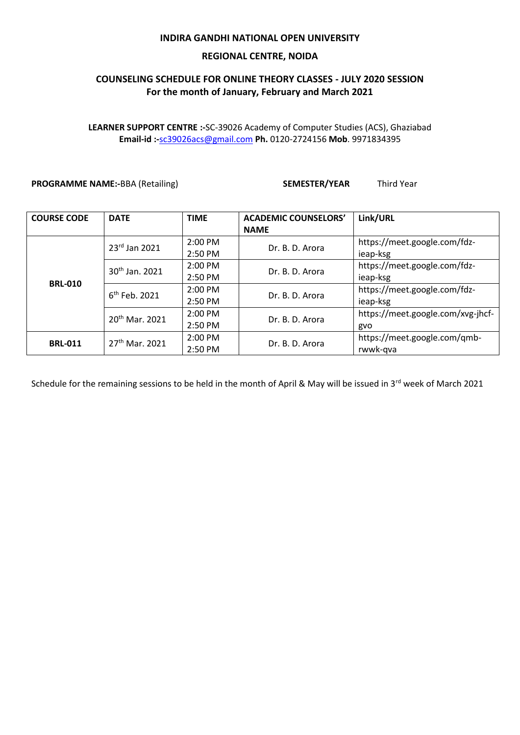**INDIRA GANDHI NATIONAL OPEN UNIVERSITY**

**REGIONAL CENTRE, NOIDA**

**COUNSELING SCHEDULE FOR ONLINE THEORY CLASSES - JULY 2020 SESSION**
**For the month of January, February and March 2021**

**LEARNER SUPPORT CENTRE :-**SC-39026 Academy of Computer Studies (ACS), Ghaziabad
**Email-id :-**sc39026acs@gmail.com **Ph.** 0120-2724156 **Mob**. 9971834395

**PROGRAMME NAME:-**BBA (Retailing) **SEMESTER/YEAR** Third Year

| COURSE CODE | DATE | TIME | ACADEMIC COUNSELORS' NAME | Link/URL |
|---|---|---|---|---|
| **BRL-010** | 23rd Jan 2021 | 2:00 PM 2:50 PM | Dr. B. D. Arora | https://meet.google.com/fdz-ieap-ksg |
| | 30th Jan. 2021 | 2:00 PM 2:50 PM | Dr. B. D. Arora | https://meet.google.com/fdz-ieap-ksg |
| | 6th Feb. 2021 | 2:00 PM 2:50 PM | Dr. B. D. Arora | https://meet.google.com/fdz-ieap-ksg |
| | 20th Mar. 2021 | 2:00 PM 2:50 PM | Dr. B. D. Arora | https://meet.google.com/xvg-jhcf-gvo |
| **BRL-011** | 27th Mar. 2021 | 2:00 PM 2:50 PM | Dr. B. D. Arora | https://meet.google.com/qmb-rwwk-qva |

Schedule for the remaining sessions to be held in the month of April & May will be issued in 3rd week of March 2021